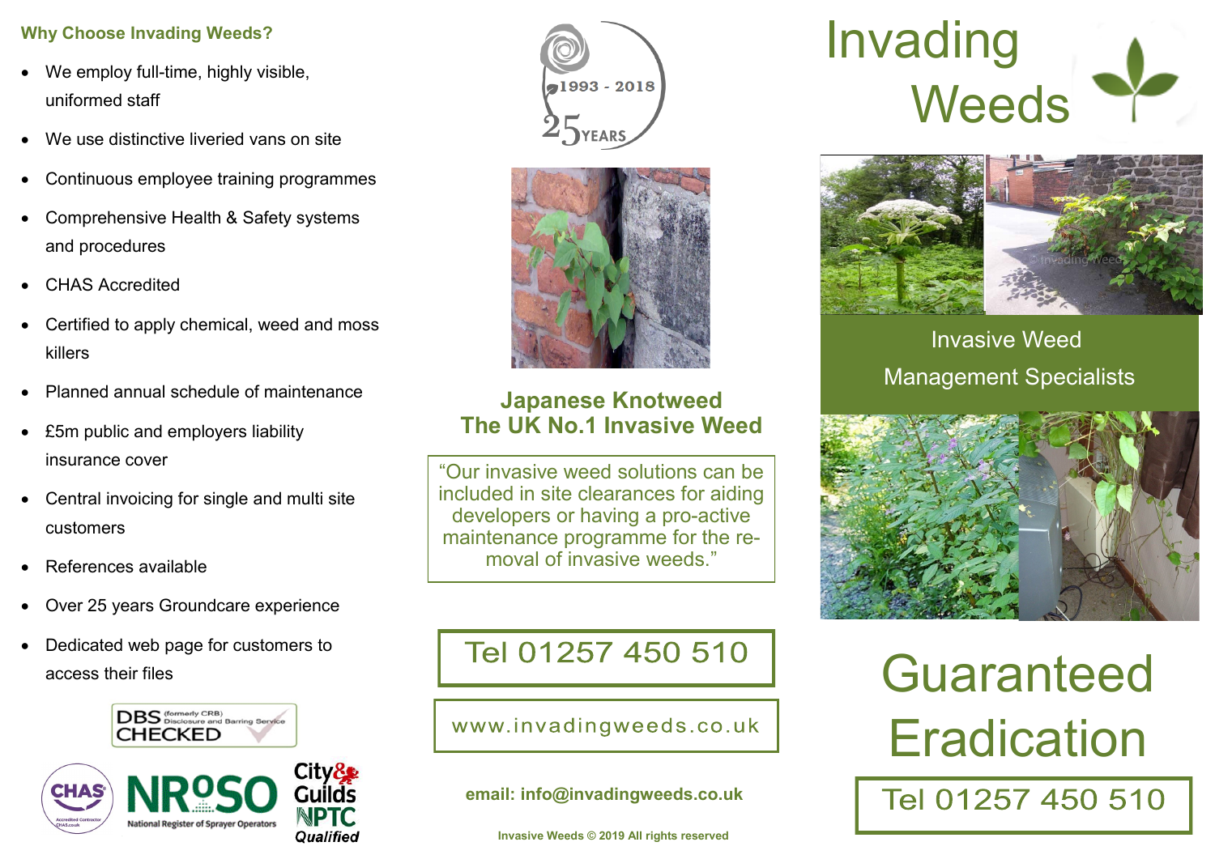### Why Choose Invading Weeds?

- We employ full-time, highly visible, uniformed staff
- We use distinctive liveried vans on site
- Continuous employee training programmes
- Comprehensive Health & Safety systems and procedures
- CHAS Accredited
- Certified to apply chemical, weed and moss killers
- Planned annual schedule of maintenance
- £5m public and employers liability insurance cover
- Central invoicing for single and multi site customers
- References available
- Over 25 years Groundcare experience
- Dedicated web page for customers to access their files

DBS (formerly CRB) Disclosure and Barring Service CHECKED

CHAS Accredited Contractor CHAS.co.uk

NRoSO National Register of Sprayer Operators

City & Guilds NPTC Qualified

1993 - 2018 25 YEARS

## Japanese Knotweed
## The UK No.1 Invasive Weed

"Our invasive weed solutions can be included in site clearances for aiding developers or having a pro-active maintenance programme for the removal of invasive weeds."

Tel 01257 450 510

www.invadingweeds.co.uk

**email: info@invadingweeds.co.uk**

**Invasive Weeds © 2019 All rights reserved**

# Invading Weeds

Invasive Weed Management Specialists

# Guaranteed Eradication

Tel 01257 450 510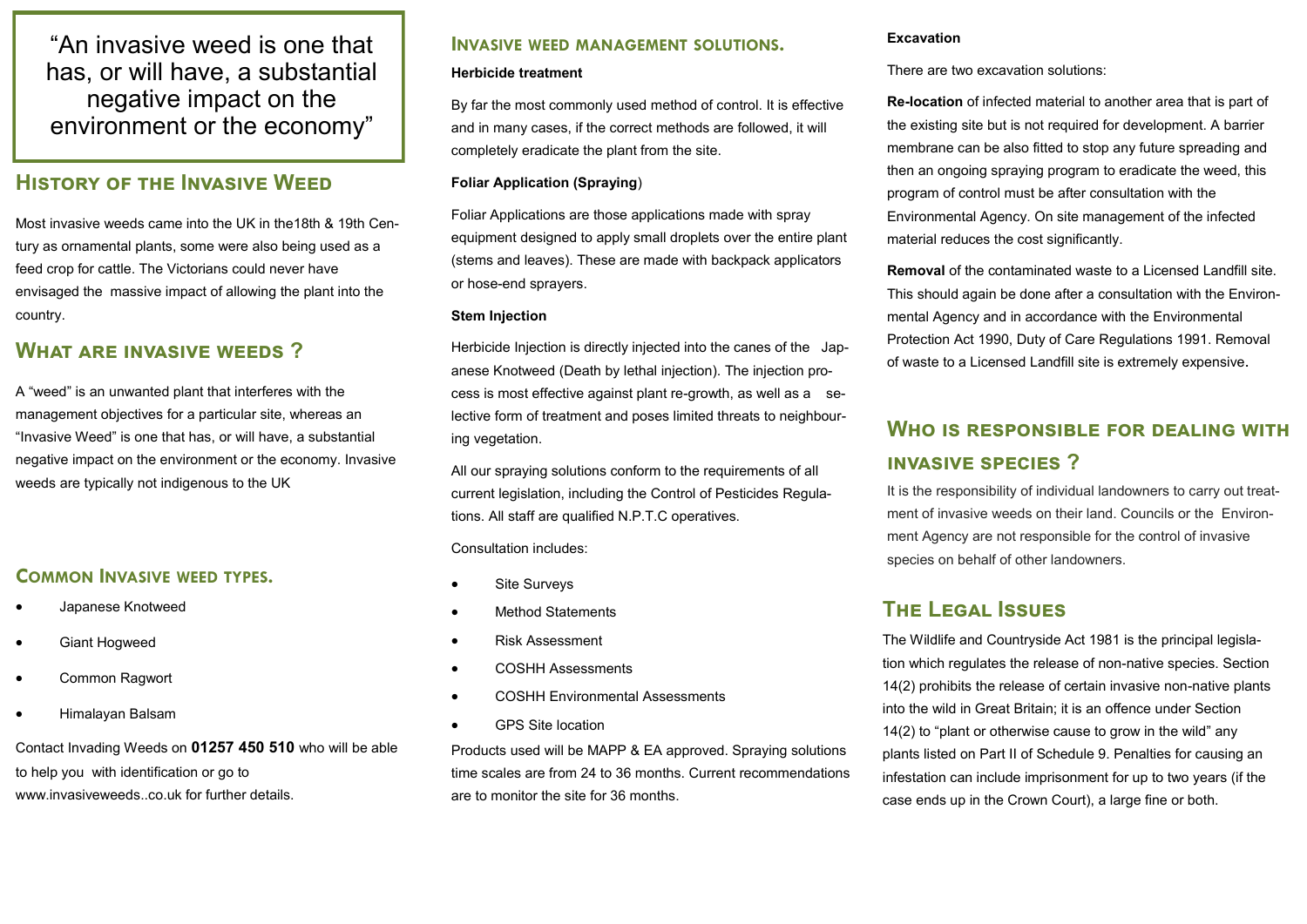“An invasive weed is one that has, or will have, a substantial negative impact on the environment or the economy”

## History of the Invasive Weed

Most invasive weeds came into the UK in the18th & 19th Century as ornamental plants, some were also being used as a feed crop for cattle. The Victorians could never have envisaged the massive impact of allowing the plant into the country.

## What are invasive weeds ?

A “weed” is an unwanted plant that interferes with the management objectives for a particular site, whereas an “Invasive Weed” is one that has, or will have, a substantial negative impact on the environment or the economy. Invasive weeds are typically not indigenous to the UK

## Common Invasive weed types.

- Japanese Knotweed
- Giant Hogweed
- Common Ragwort
- Himalayan Balsam

Contact Invading Weeds on **01257 450 510** who will be able to help you with identification or go to www.invasiveweeds..co.uk for further details.

## Invasive weed management solutions.

**Herbicide treatment**

By far the most commonly used method of control. It is effective and in many cases, if the correct methods are followed, it will completely eradicate the plant from the site.

**Foliar Application (Spraying**)

Foliar Applications are those applications made with spray equipment designed to apply small droplets over the entire plant (stems and leaves). These are made with backpack applicators or hose-end sprayers.

**Stem Injection**

Herbicide Injection is directly injected into the canes of the Japanese Knotweed (Death by lethal injection). The injection process is most effective against plant re-growth, as well as a selective form of treatment and poses limited threats to neighbouring vegetation.

All our spraying solutions conform to the requirements of all current legislation, including the Control of Pesticides Regulations. All staff are qualified N.P.T.C operatives.

Consultation includes:

- Site Surveys
- Method Statements
- Risk Assessment
- COSHH Assessments
- COSHH Environmental Assessments
- GPS Site location

Products used will be MAPP & EA approved. Spraying solutions time scales are from 24 to 36 months. Current recommendations are to monitor the site for 36 months.

**Excavation**

There are two excavation solutions:

**Re-location** of infected material to another area that is part of the existing site but is not required for development. A barrier membrane can be also fitted to stop any future spreading and then an ongoing spraying program to eradicate the weed, this program of control must be after consultation with the Environmental Agency. On site management of the infected material reduces the cost significantly.

**Removal** of the contaminated waste to a Licensed Landfill site. This should again be done after a consultation with the Environmental Agency and in accordance with the Environmental Protection Act 1990, Duty of Care Regulations 1991. Removal of waste to a Licensed Landfill site is extremely expensive.

## Who is responsible for dealing with invasive species ?

It is the responsibility of individual landowners to carry out treatment of invasive weeds on their land. Councils or the Environment Agency are not responsible for the control of invasive species on behalf of other landowners.

## The Legal Issues

The Wildlife and Countryside Act 1981 is the principal legislation which regulates the release of non-native species. Section 14(2) prohibits the release of certain invasive non-native plants into the wild in Great Britain; it is an offence under Section 14(2) to “plant or otherwise cause to grow in the wild” any plants listed on Part II of Schedule 9. Penalties for causing an infestation can include imprisonment for up to two years (if the case ends up in the Crown Court), a large fine or both.